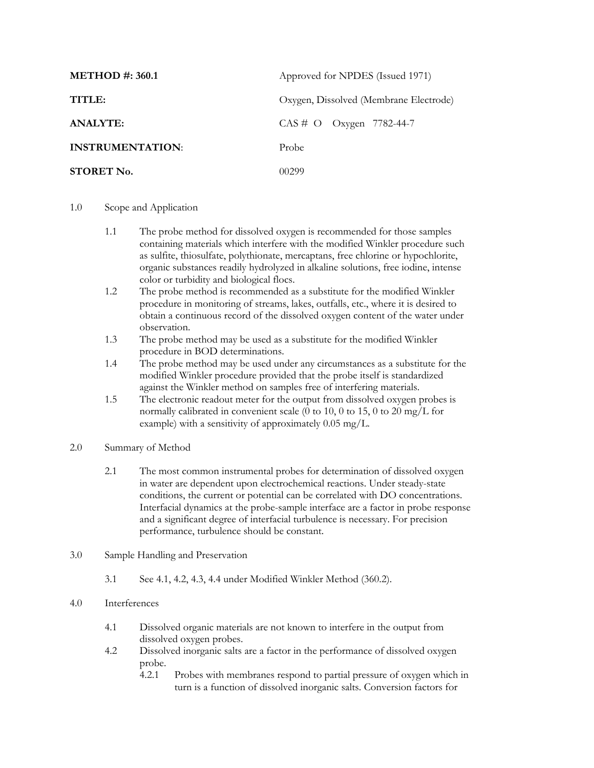| | |
|---|---|
| **METHOD #: 360.1** | Approved for NPDES (Issued 1971) |
| **TITLE:** | Oxygen, Dissolved (Membrane Electrode) |
| **ANALYTE:** | CAS # O Oxygen 7782-44-7 |
| **INSTRUMENTATION**: | Probe |
| **STORET No.** | 00299 |

1.0 Scope and Application

1.1 The probe method for dissolved oxygen is recommended for those samples containing materials which interfere with the modified Winkler procedure such as sulfite, thiosulfate, polythionate, mercaptans, free chlorine or hypochlorite, organic substances readily hydrolyzed in alkaline solutions, free iodine, intense color or turbidity and biological flocs.

1.2 The probe method is recommended as a substitute for the modified Winkler procedure in monitoring of streams, lakes, outfalls, etc., where it is desired to obtain a continuous record of the dissolved oxygen content of the water under observation.

1.3 The probe method may be used as a substitute for the modified Winkler procedure in BOD determinations.

1.4 The probe method may be used under any circumstances as a substitute for the modified Winkler procedure provided that the probe itself is standardized against the Winkler method on samples free of interfering materials.

1.5 The electronic readout meter for the output from dissolved oxygen probes is normally calibrated in convenient scale (0 to 10, 0 to 15, 0 to 20 mg/L for example) with a sensitivity of approximately 0.05 mg/L.

2.0 Summary of Method

2.1 The most common instrumental probes for determination of dissolved oxygen in water are dependent upon electrochemical reactions. Under steady-state conditions, the current or potential can be correlated with DO concentrations. Interfacial dynamics at the probe-sample interface are a factor in probe response and a significant degree of interfacial turbulence is necessary. For precision performance, turbulence should be constant.

3.0 Sample Handling and Preservation

3.1 See 4.1, 4.2, 4.3, 4.4 under Modified Winkler Method (360.2).

4.0 Interferences

4.1 Dissolved organic materials are not known to interfere in the output from dissolved oxygen probes.

4.2 Dissolved inorganic salts are a factor in the performance of dissolved oxygen probe.

4.2.1 Probes with membranes respond to partial pressure of oxygen which in turn is a function of dissolved inorganic salts. Conversion factors for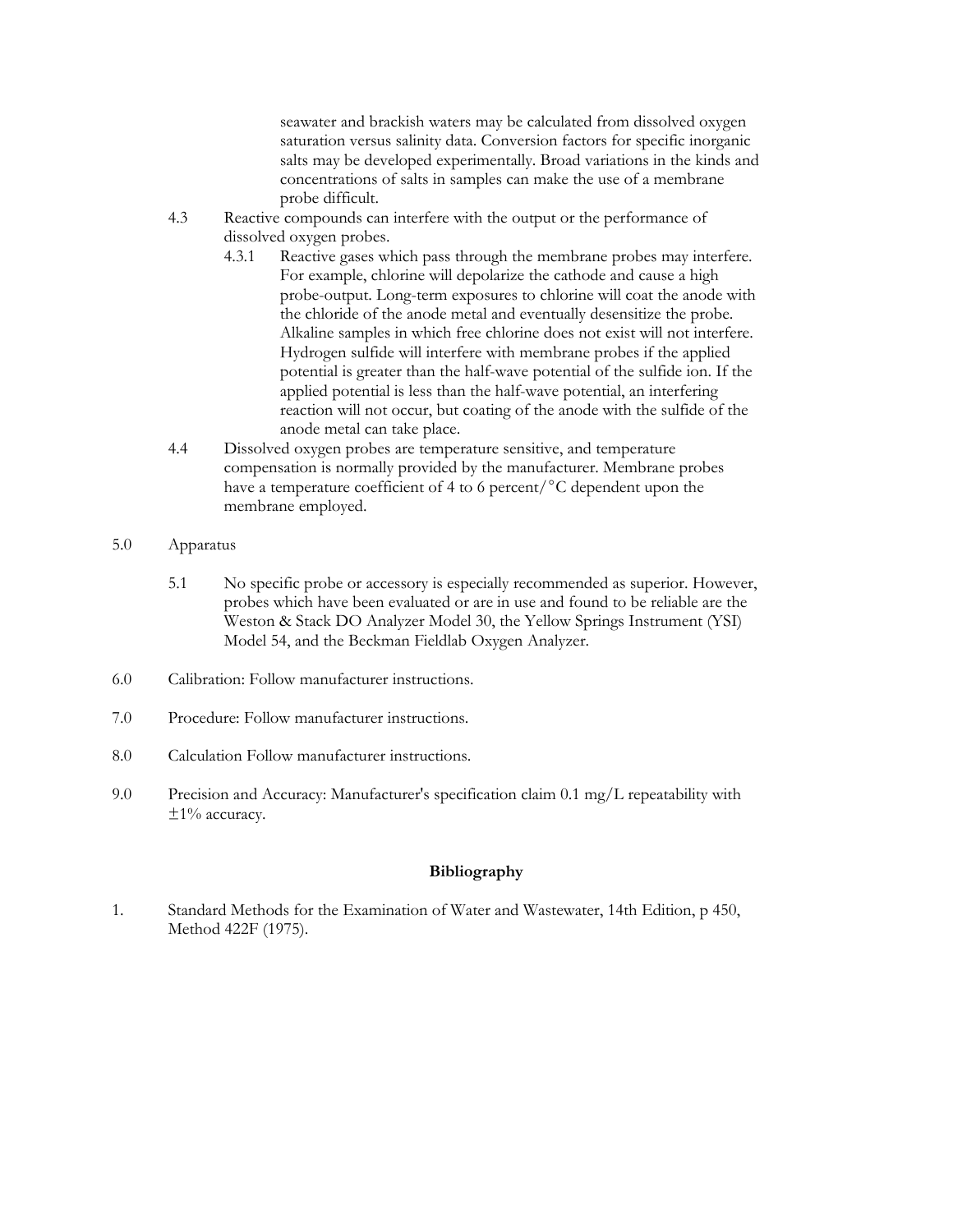seawater and brackish waters may be calculated from dissolved oxygen saturation versus salinity data. Conversion factors for specific inorganic salts may be developed experimentally. Broad variations in the kinds and concentrations of salts in samples can make the use of a membrane probe difficult.

4.3 Reactive compounds can interfere with the output or the performance of dissolved oxygen probes.

4.3.1 Reactive gases which pass through the membrane probes may interfere. For example, chlorine will depolarize the cathode and cause a high probe-output. Long-term exposures to chlorine will coat the anode with the chloride of the anode metal and eventually desensitize the probe. Alkaline samples in which free chlorine does not exist will not interfere. Hydrogen sulfide will interfere with membrane probes if the applied potential is greater than the half-wave potential of the sulfide ion. If the applied potential is less than the half-wave potential, an interfering reaction will not occur, but coating of the anode with the sulfide of the anode metal can take place.

4.4 Dissolved oxygen probes are temperature sensitive, and temperature compensation is normally provided by the manufacturer. Membrane probes have a temperature coefficient of 4 to 6 percent/°C dependent upon the membrane employed.

5.0 Apparatus

5.1 No specific probe or accessory is especially recommended as superior. However, probes which have been evaluated or are in use and found to be reliable are the Weston & Stack DO Analyzer Model 30, the Yellow Springs Instrument (YSI) Model 54, and the Beckman Fieldlab Oxygen Analyzer.

6.0 Calibration: Follow manufacturer instructions.

7.0 Procedure: Follow manufacturer instructions.

8.0 Calculation Follow manufacturer instructions.

9.0 Precision and Accuracy: Manufacturer's specification claim 0.1 mg/L repeatability with ±1% accuracy.

**Bibliography**

1. Standard Methods for the Examination of Water and Wastewater, 14th Edition, p 450, Method 422F (1975).